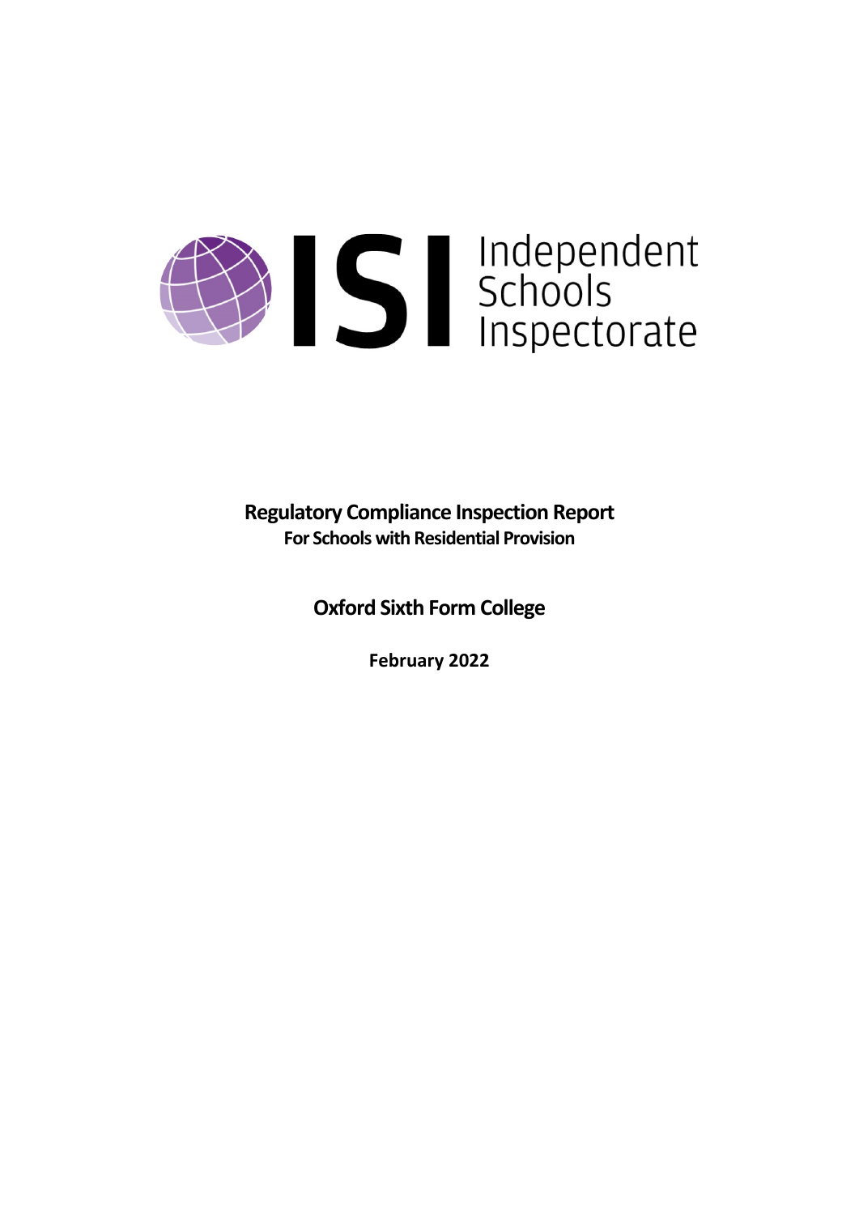ISI Independent Schools Inspectorate

# Regulatory Compliance Inspection Report

**For Schools with Residential Provision**

## Oxford Sixth Form College

**February 2022**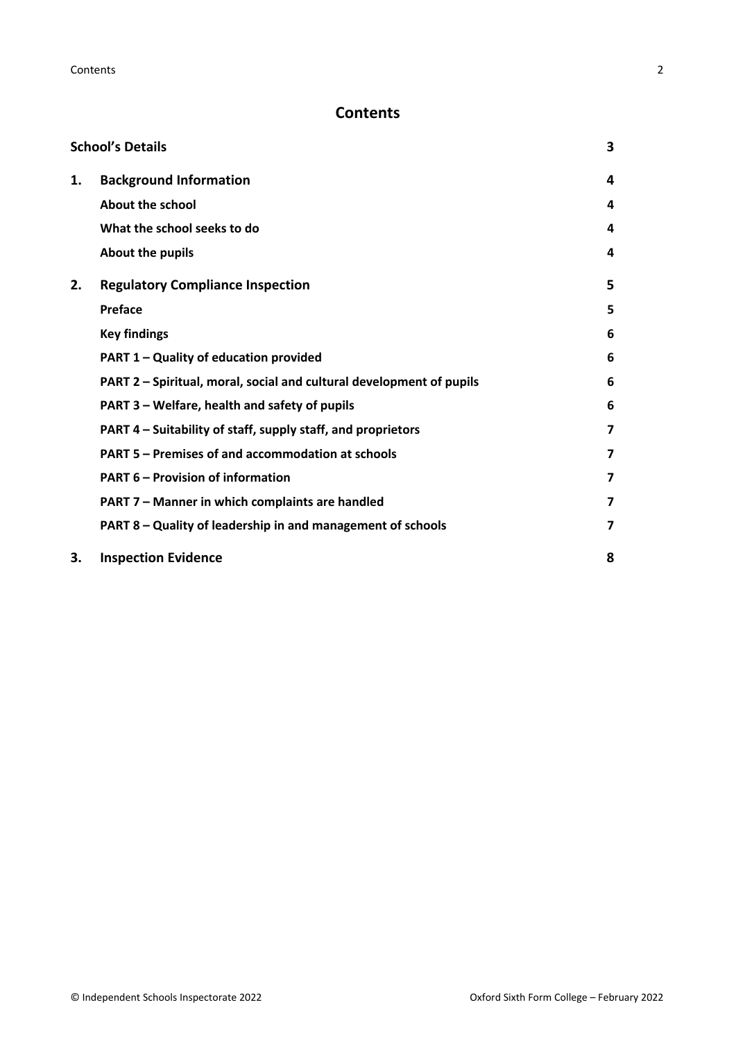# Contents

| | | |
|---|---|---|
| **School's Details** | | **3** |
| **1.** | **Background Information** | **4** |
| | **About the school** | **4** |
| | **What the school seeks to do** | **4** |
| | **About the pupils** | **4** |
| **2.** | **Regulatory Compliance Inspection** | **5** |
| | **Preface** | **5** |
| | **Key findings** | **6** |
| | **PART 1 – Quality of education provided** | **6** |
| | **PART 2 – Spiritual, moral, social and cultural development of pupils** | **6** |
| | **PART 3 – Welfare, health and safety of pupils** | **6** |
| | **PART 4 – Suitability of staff, supply staff, and proprietors** | **7** |
| | **PART 5 – Premises of and accommodation at schools** | **7** |
| | **PART 6 – Provision of information** | **7** |
| | **PART 7 – Manner in which complaints are handled** | **7** |
| | **PART 8 – Quality of leadership in and management of schools** | **7** |
| **3.** | **Inspection Evidence** | **8** |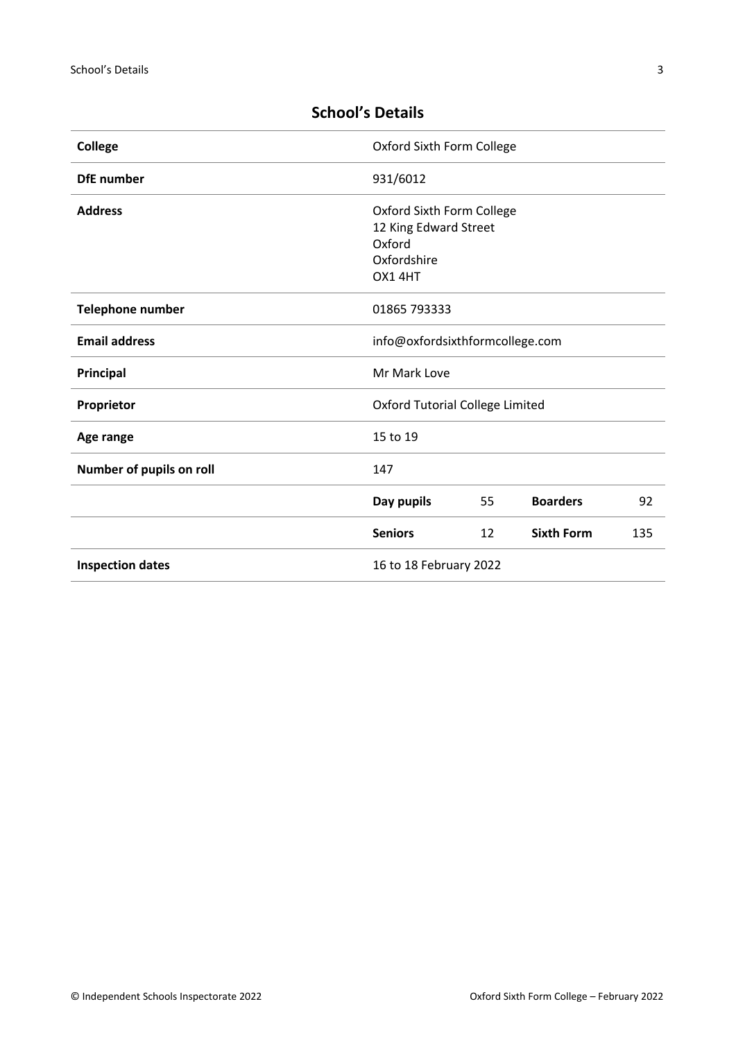## School's Details

| | | | | |
|---|---|---|---|---|
| **College** | Oxford Sixth Form College | | | |
| **DfE number** | 931/6012 | | | |
| **Address** | Oxford Sixth Form College<br>12 King Edward Street<br>Oxford<br>Oxfordshire<br>OX1 4HT | | | |
| **Telephone number** | 01865 793333 | | | |
| **Email address** | info@oxfordsixthformcollege.com | | | |
| **Principal** | Mr Mark Love | | | |
| **Proprietor** | Oxford Tutorial College Limited | | | |
| **Age range** | 15 to 19 | | | |
| **Number of pupils on roll** | 147 | | | |
| | **Day pupils** | 55 | **Boarders** | 92 |
| | **Seniors** | 12 | **Sixth Form** | 135 |
| **Inspection dates** | 16 to 18 February 2022 | | | |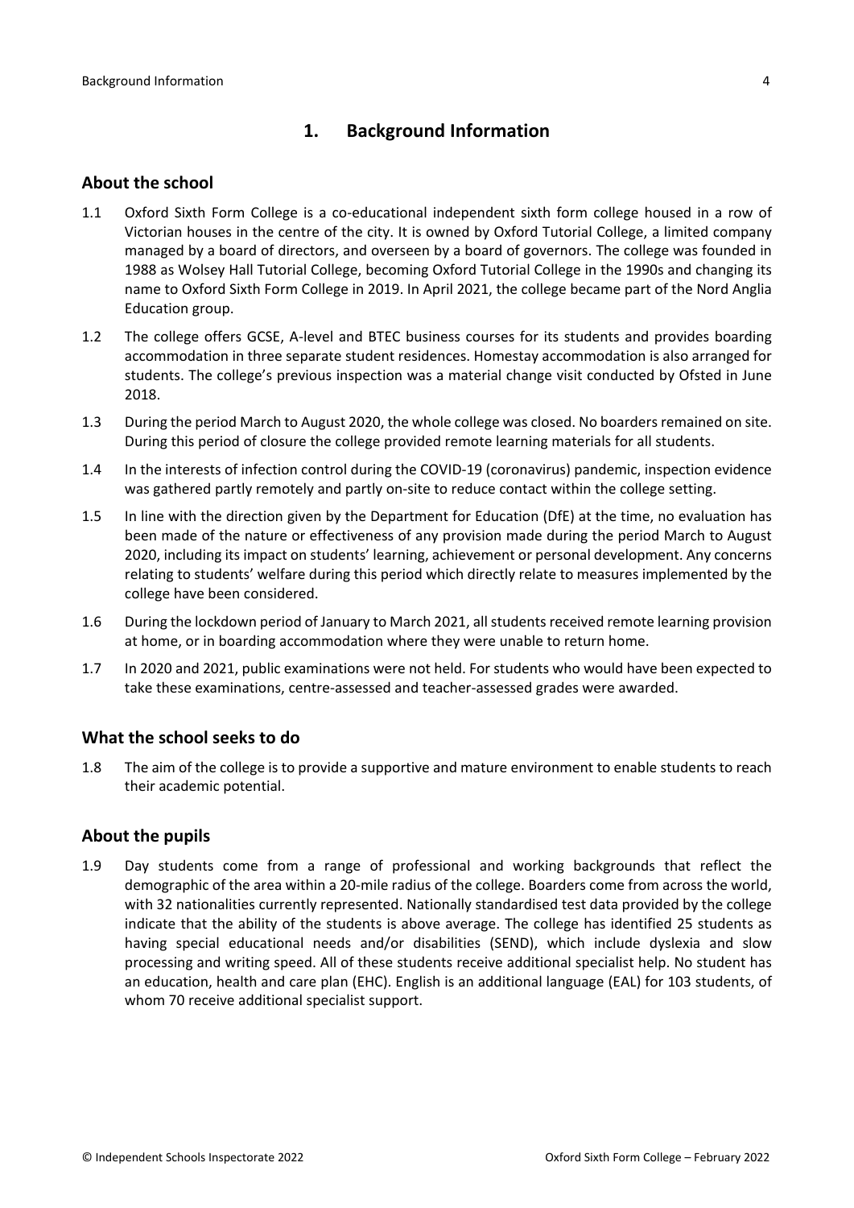# 1. Background Information

## About the school

1.1 Oxford Sixth Form College is a co-educational independent sixth form college housed in a row of Victorian houses in the centre of the city. It is owned by Oxford Tutorial College, a limited company managed by a board of directors, and overseen by a board of governors. The college was founded in 1988 as Wolsey Hall Tutorial College, becoming Oxford Tutorial College in the 1990s and changing its name to Oxford Sixth Form College in 2019. In April 2021, the college became part of the Nord Anglia Education group.

1.2 The college offers GCSE, A-level and BTEC business courses for its students and provides boarding accommodation in three separate student residences. Homestay accommodation is also arranged for students. The college's previous inspection was a material change visit conducted by Ofsted in June 2018.

1.3 During the period March to August 2020, the whole college was closed. No boarders remained on site. During this period of closure the college provided remote learning materials for all students.

1.4 In the interests of infection control during the COVID-19 (coronavirus) pandemic, inspection evidence was gathered partly remotely and partly on-site to reduce contact within the college setting.

1.5 In line with the direction given by the Department for Education (DfE) at the time, no evaluation has been made of the nature or effectiveness of any provision made during the period March to August 2020, including its impact on students' learning, achievement or personal development. Any concerns relating to students' welfare during this period which directly relate to measures implemented by the college have been considered.

1.6 During the lockdown period of January to March 2021, all students received remote learning provision at home, or in boarding accommodation where they were unable to return home.

1.7 In 2020 and 2021, public examinations were not held. For students who would have been expected to take these examinations, centre-assessed and teacher-assessed grades were awarded.

## What the school seeks to do

1.8 The aim of the college is to provide a supportive and mature environment to enable students to reach their academic potential.

## About the pupils

1.9 Day students come from a range of professional and working backgrounds that reflect the demographic of the area within a 20-mile radius of the college. Boarders come from across the world, with 32 nationalities currently represented. Nationally standardised test data provided by the college indicate that the ability of the students is above average. The college has identified 25 students as having special educational needs and/or disabilities (SEND), which include dyslexia and slow processing and writing speed. All of these students receive additional specialist help. No student has an education, health and care plan (EHC). English is an additional language (EAL) for 103 students, of whom 70 receive additional specialist support.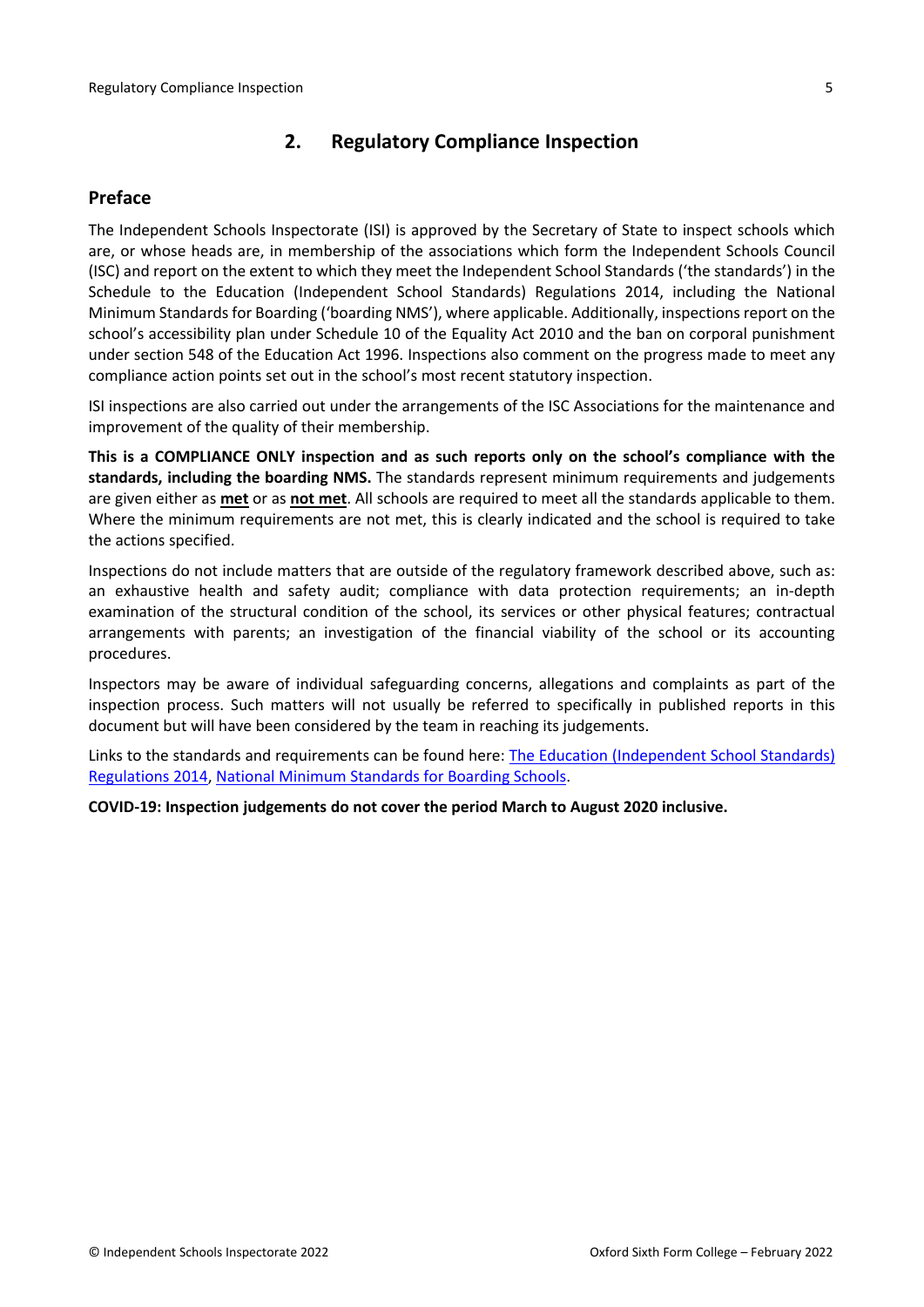## 2. Regulatory Compliance Inspection

### Preface

The Independent Schools Inspectorate (ISI) is approved by the Secretary of State to inspect schools which are, or whose heads are, in membership of the associations which form the Independent Schools Council (ISC) and report on the extent to which they meet the Independent School Standards ('the standards') in the Schedule to the Education (Independent School Standards) Regulations 2014, including the National Minimum Standards for Boarding ('boarding NMS'), where applicable. Additionally, inspections report on the school's accessibility plan under Schedule 10 of the Equality Act 2010 and the ban on corporal punishment under section 548 of the Education Act 1996. Inspections also comment on the progress made to meet any compliance action points set out in the school's most recent statutory inspection.

ISI inspections are also carried out under the arrangements of the ISC Associations for the maintenance and improvement of the quality of their membership.

**This is a COMPLIANCE ONLY inspection and as such reports only on the school's compliance with the standards, including the boarding NMS.** The standards represent minimum requirements and judgements are given either as **met** or as **not met**. All schools are required to meet all the standards applicable to them. Where the minimum requirements are not met, this is clearly indicated and the school is required to take the actions specified.

Inspections do not include matters that are outside of the regulatory framework described above, such as: an exhaustive health and safety audit; compliance with data protection requirements; an in-depth examination of the structural condition of the school, its services or other physical features; contractual arrangements with parents; an investigation of the financial viability of the school or its accounting procedures.

Inspectors may be aware of individual safeguarding concerns, allegations and complaints as part of the inspection process. Such matters will not usually be referred to specifically in published reports in this document but will have been considered by the team in reaching its judgements.

Links to the standards and requirements can be found here: The Education (Independent School Standards) Regulations 2014, National Minimum Standards for Boarding Schools.

**COVID-19: Inspection judgements do not cover the period March to August 2020 inclusive.**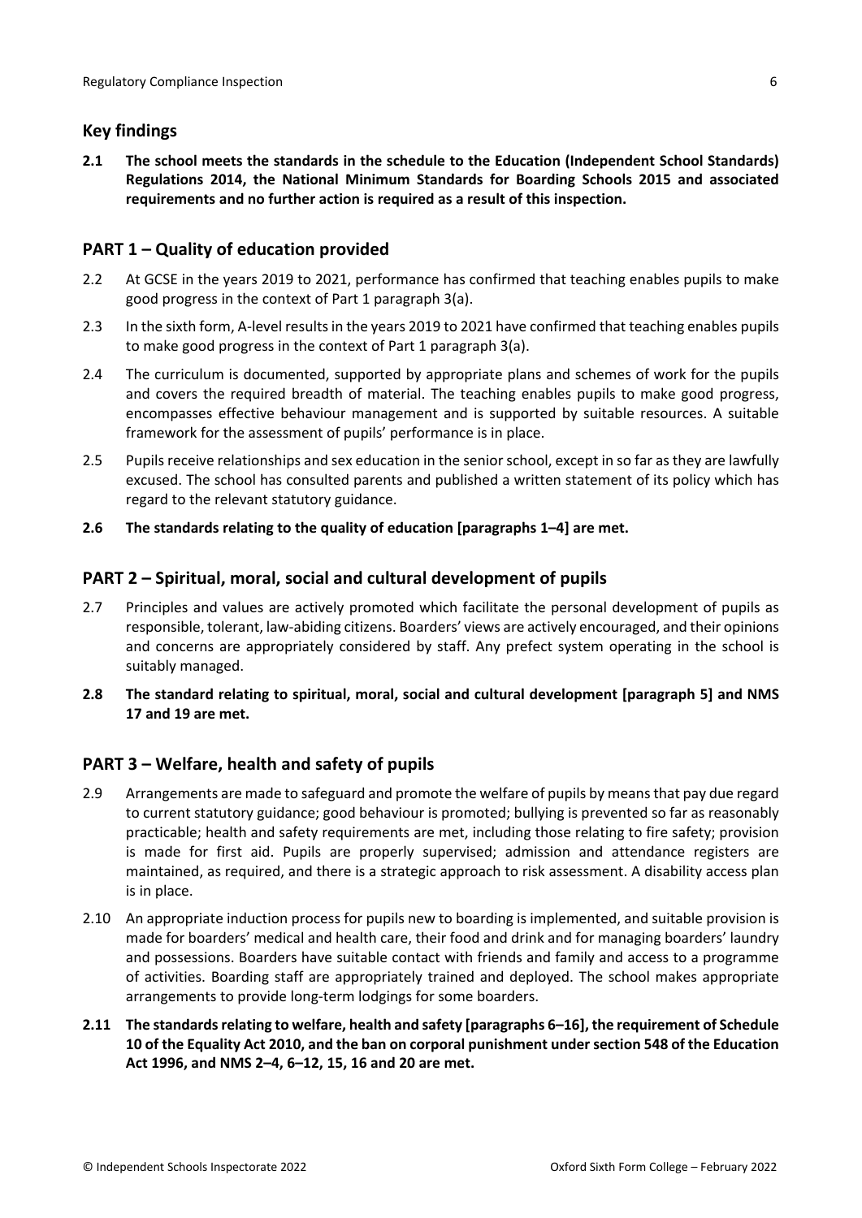## Key findings

**2.1 The school meets the standards in the schedule to the Education (Independent School Standards) Regulations 2014, the National Minimum Standards for Boarding Schools 2015 and associated requirements and no further action is required as a result of this inspection.**

## PART 1 – Quality of education provided

2.2 At GCSE in the years 2019 to 2021, performance has confirmed that teaching enables pupils to make good progress in the context of Part 1 paragraph 3(a).

2.3 In the sixth form, A-level results in the years 2019 to 2021 have confirmed that teaching enables pupils to make good progress in the context of Part 1 paragraph 3(a).

2.4 The curriculum is documented, supported by appropriate plans and schemes of work for the pupils and covers the required breadth of material. The teaching enables pupils to make good progress, encompasses effective behaviour management and is supported by suitable resources. A suitable framework for the assessment of pupils' performance is in place.

2.5 Pupils receive relationships and sex education in the senior school, except in so far as they are lawfully excused. The school has consulted parents and published a written statement of its policy which has regard to the relevant statutory guidance.

**2.6 The standards relating to the quality of education [paragraphs 1–4] are met.**

## PART 2 – Spiritual, moral, social and cultural development of pupils

2.7 Principles and values are actively promoted which facilitate the personal development of pupils as responsible, tolerant, law-abiding citizens. Boarders' views are actively encouraged, and their opinions and concerns are appropriately considered by staff. Any prefect system operating in the school is suitably managed.

**2.8 The standard relating to spiritual, moral, social and cultural development [paragraph 5] and NMS 17 and 19 are met.**

## PART 3 – Welfare, health and safety of pupils

2.9 Arrangements are made to safeguard and promote the welfare of pupils by means that pay due regard to current statutory guidance; good behaviour is promoted; bullying is prevented so far as reasonably practicable; health and safety requirements are met, including those relating to fire safety; provision is made for first aid. Pupils are properly supervised; admission and attendance registers are maintained, as required, and there is a strategic approach to risk assessment. A disability access plan is in place.

2.10 An appropriate induction process for pupils new to boarding is implemented, and suitable provision is made for boarders' medical and health care, their food and drink and for managing boarders' laundry and possessions. Boarders have suitable contact with friends and family and access to a programme of activities. Boarding staff are appropriately trained and deployed. The school makes appropriate arrangements to provide long-term lodgings for some boarders.

**2.11 The standards relating to welfare, health and safety [paragraphs 6–16], the requirement of Schedule 10 of the Equality Act 2010, and the ban on corporal punishment under section 548 of the Education Act 1996, and NMS 2–4, 6–12, 15, 16 and 20 are met.**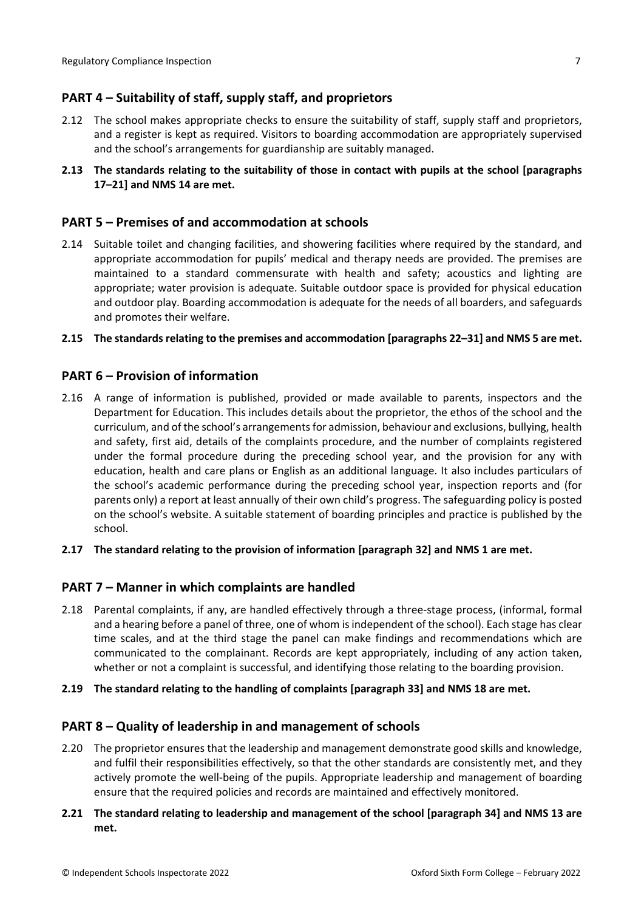## PART 4 – Suitability of staff, supply staff, and proprietors

2.12 The school makes appropriate checks to ensure the suitability of staff, supply staff and proprietors, and a register is kept as required. Visitors to boarding accommodation are appropriately supervised and the school's arrangements for guardianship are suitably managed.

**2.13 The standards relating to the suitability of those in contact with pupils at the school [paragraphs 17–21] and NMS 14 are met.**

## PART 5 – Premises of and accommodation at schools

2.14 Suitable toilet and changing facilities, and showering facilities where required by the standard, and appropriate accommodation for pupils' medical and therapy needs are provided. The premises are maintained to a standard commensurate with health and safety; acoustics and lighting are appropriate; water provision is adequate. Suitable outdoor space is provided for physical education and outdoor play. Boarding accommodation is adequate for the needs of all boarders, and safeguards and promotes their welfare.

**2.15 The standards relating to the premises and accommodation [paragraphs 22–31] and NMS 5 are met.**

## PART 6 – Provision of information

2.16 A range of information is published, provided or made available to parents, inspectors and the Department for Education. This includes details about the proprietor, the ethos of the school and the curriculum, and of the school's arrangements for admission, behaviour and exclusions, bullying, health and safety, first aid, details of the complaints procedure, and the number of complaints registered under the formal procedure during the preceding school year, and the provision for any with education, health and care plans or English as an additional language. It also includes particulars of the school's academic performance during the preceding school year, inspection reports and (for parents only) a report at least annually of their own child's progress. The safeguarding policy is posted on the school's website. A suitable statement of boarding principles and practice is published by the school.

**2.17 The standard relating to the provision of information [paragraph 32] and NMS 1 are met.**

## PART 7 – Manner in which complaints are handled

2.18 Parental complaints, if any, are handled effectively through a three-stage process, (informal, formal and a hearing before a panel of three, one of whom is independent of the school). Each stage has clear time scales, and at the third stage the panel can make findings and recommendations which are communicated to the complainant. Records are kept appropriately, including of any action taken, whether or not a complaint is successful, and identifying those relating to the boarding provision.

**2.19 The standard relating to the handling of complaints [paragraph 33] and NMS 18 are met.**

## PART 8 – Quality of leadership in and management of schools

2.20 The proprietor ensures that the leadership and management demonstrate good skills and knowledge, and fulfil their responsibilities effectively, so that the other standards are consistently met, and they actively promote the well-being of the pupils. Appropriate leadership and management of boarding ensure that the required policies and records are maintained and effectively monitored.

**2.21 The standard relating to leadership and management of the school [paragraph 34] and NMS 13 are met.**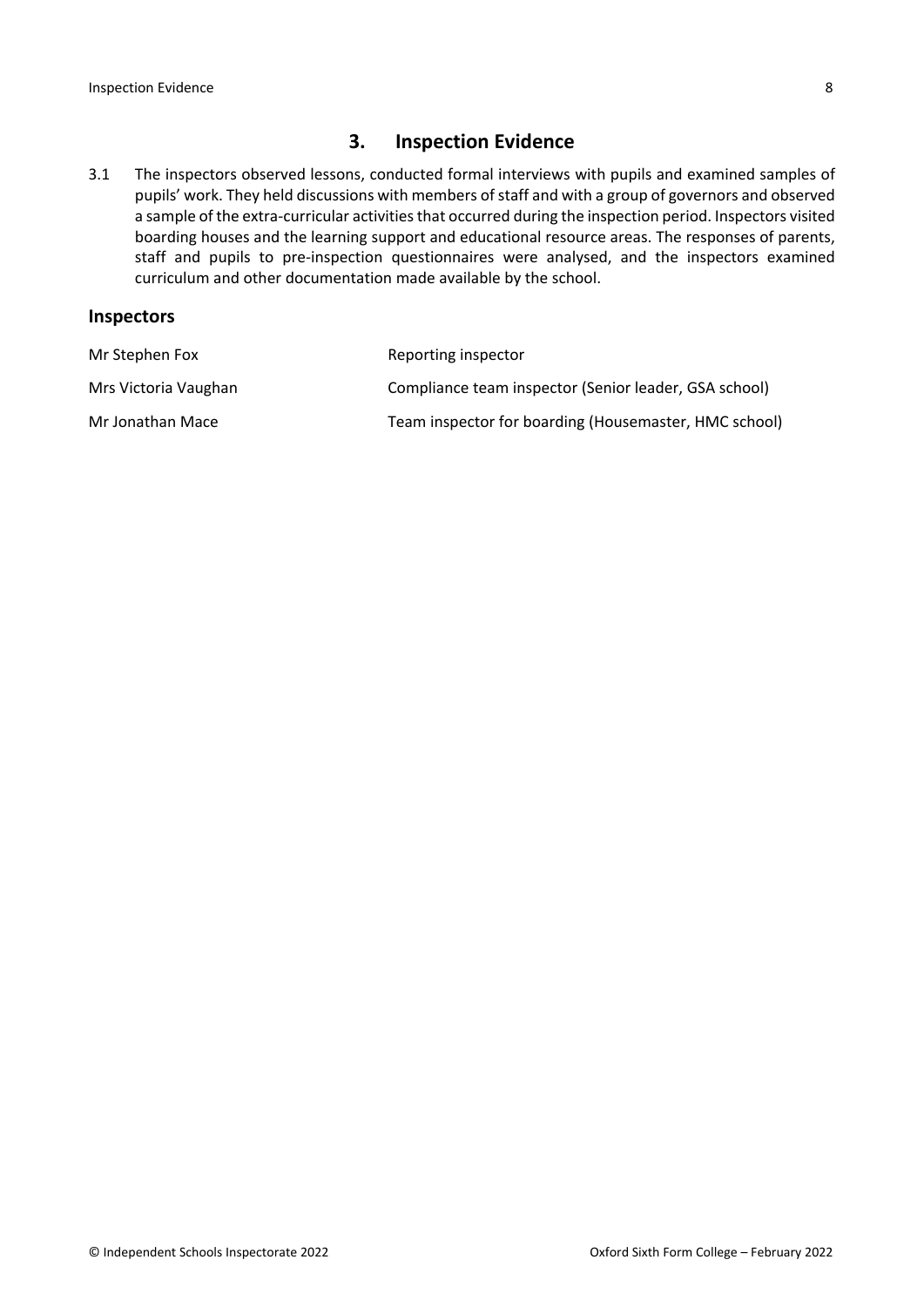## 3. Inspection Evidence

3.1 The inspectors observed lessons, conducted formal interviews with pupils and examined samples of pupils' work. They held discussions with members of staff and with a group of governors and observed a sample of the extra-curricular activities that occurred during the inspection period. Inspectors visited boarding houses and the learning support and educational resource areas. The responses of parents, staff and pupils to pre-inspection questionnaires were analysed, and the inspectors examined curriculum and other documentation made available by the school.

### Inspectors

| | |
|---|---|
| Mr Stephen Fox | Reporting inspector |
| Mrs Victoria Vaughan | Compliance team inspector (Senior leader, GSA school) |
| Mr Jonathan Mace | Team inspector for boarding (Housemaster, HMC school) |